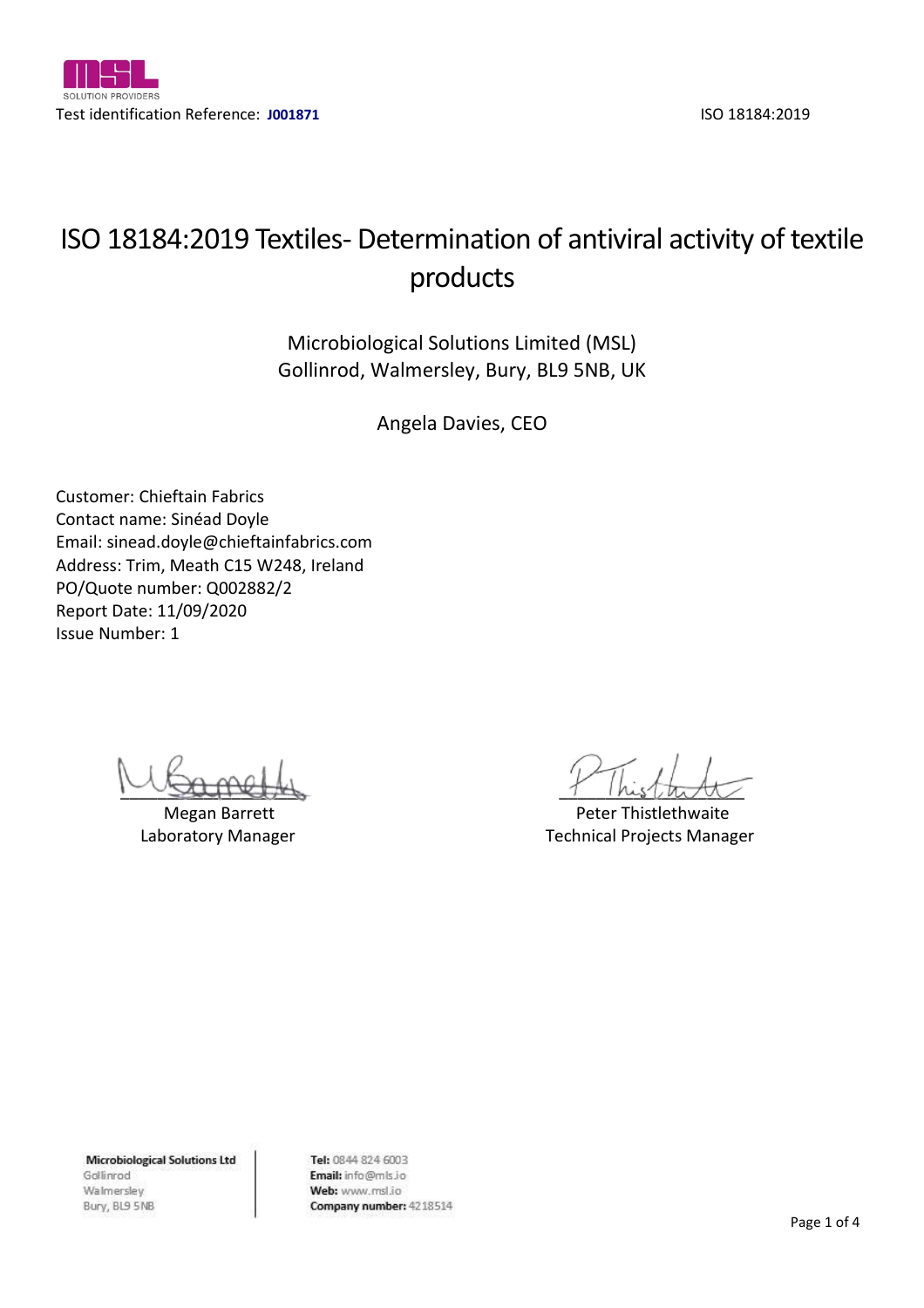Test identification Reference: **J001871**

ISO 18184:2019

# ISO 18184:2019 Textiles- Determination of antiviral activity of textile products

Microbiological Solutions Limited (MSL)
Gollinrod, Walmersley, Bury, BL9 5NB, UK

Angela Davies, CEO

Customer: Chieftain Fabrics
Contact name: Sinéad Doyle
Email: sinead.doyle@chieftainfabrics.com
Address: Trim, Meath C15 W248, Ireland
PO/Quote number: Q002882/2
Report Date: 11/09/2020
Issue Number: 1

Megan Barrett
Laboratory Manager

Peter Thistlethwaite
Technical Projects Manager

**Microbiological Solutions Ltd**
Gollinrod
Walmersley
Bury, BL9 5NB

**Tel:** 0844 824 6003
**Email:** info@mls.io
**Web:** www.msl.io
**Company number:** 4218514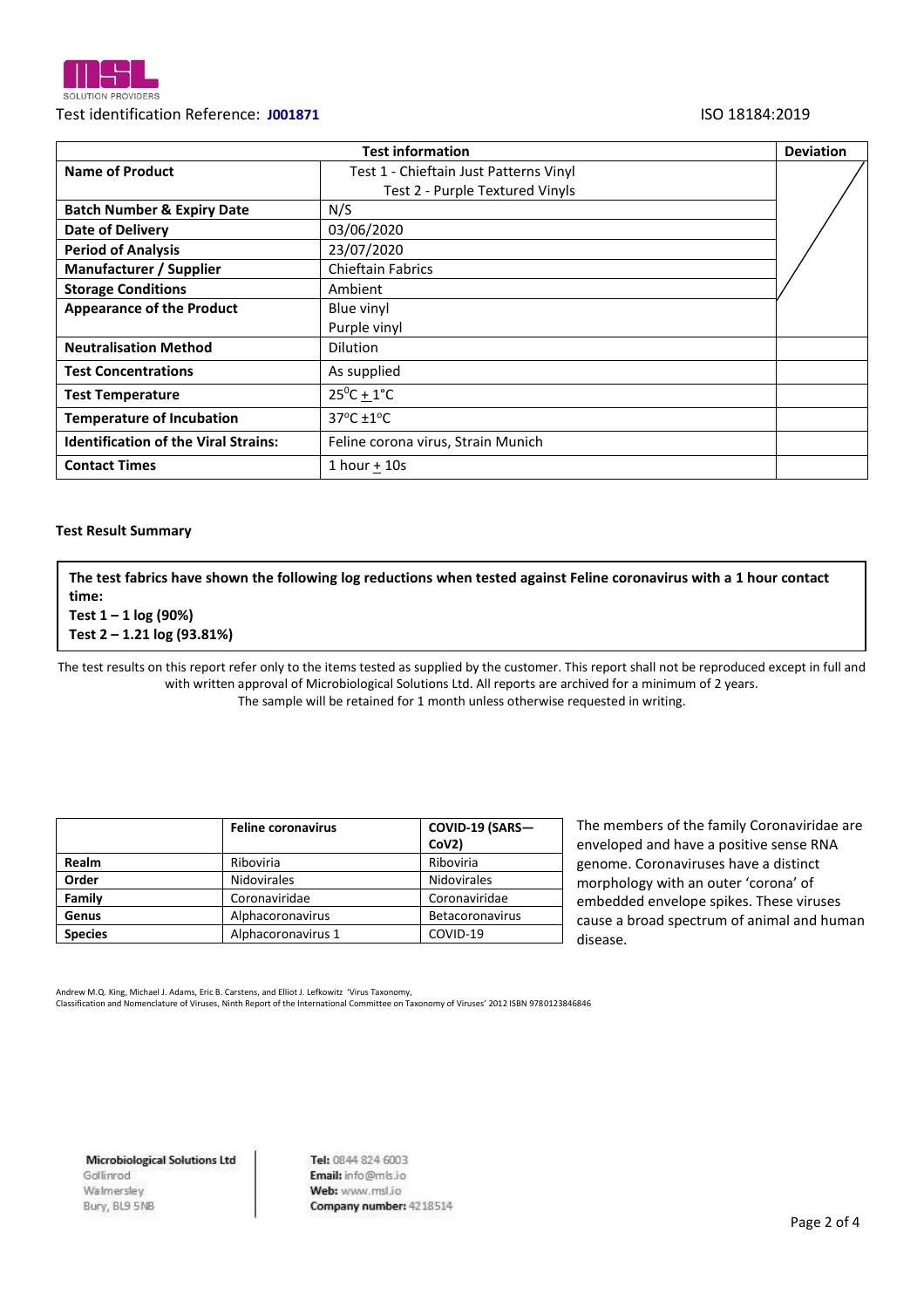Test identification Reference: **J001871** ISO 18184:2019

| Test information | | Deviation |
|---|---|---|
| **Name of Product** | Test 1 - Chieftain Just Patterns Vinyl<br>Test 2 - Purple Textured Vinyls | |
| **Batch Number & Expiry Date** | N/S | |
| **Date of Delivery** | 03/06/2020 | |
| **Period of Analysis** | 23/07/2020 | |
| **Manufacturer / Supplier** | Chieftain Fabrics | |
| **Storage Conditions** | Ambient | |
| **Appearance of the Product** | Blue vinyl<br>Purple vinyl | |
| **Neutralisation Method** | Dilution | |
| **Test Concentrations** | As supplied | |
| **Test Temperature** | $25^0C \pm 1°C$ | |
| **Temperature of Incubation** | 37°C ±1°C | |
| **Identification of the Viral Strains:** | Feline corona virus, Strain Munich | |
| **Contact Times** | 1 hour ± 10s | |

**Test Result Summary**

**The test fabrics have shown the following log reductions when tested against Feline coronavirus with a 1 hour contact time:**
**Test 1 – 1 log (90%)**
**Test 2 – 1.21 log (93.81%)**

The test results on this report refer only to the items tested as supplied by the customer. This report shall not be reproduced except in full and with written approval of Microbiological Solutions Ltd. All reports are archived for a minimum of 2 years. The sample will be retained for 1 month unless otherwise requested in writing.

| | Feline coronavirus | COVID-19 (SARS—CoV2) |
|---|---|---|
| **Realm** | Riboviria | Riboviria |
| **Order** | Nidovirales | Nidovirales |
| **Family** | Coronaviridae | Coronaviridae |
| **Genus** | Alphacoronavirus | Betacoronavirus |
| **Species** | Alphacoronavirus 1 | COVID-19 |

The members of the family Coronaviridae are enveloped and have a positive sense RNA genome. Coronaviruses have a distinct morphology with an outer 'corona' of embedded envelope spikes. These viruses cause a broad spectrum of animal and human disease.

Andrew M.Q. King, Michael J. Adams, Eric B. Carstens, and Elliot J. Lefkowitz 'Virus Taxonomy, Classification and Nomenclature of Viruses, Ninth Report of the International Committee on Taxonomy of Viruses' 2012 ISBN 9780123846846

Microbiological Solutions Ltd
Gollinrod
Walmersley
Bury, BL9 5NB

Tel: 0844 824 6003
Email: info@mls.io
Web: www.msl.io
Company number: 4218514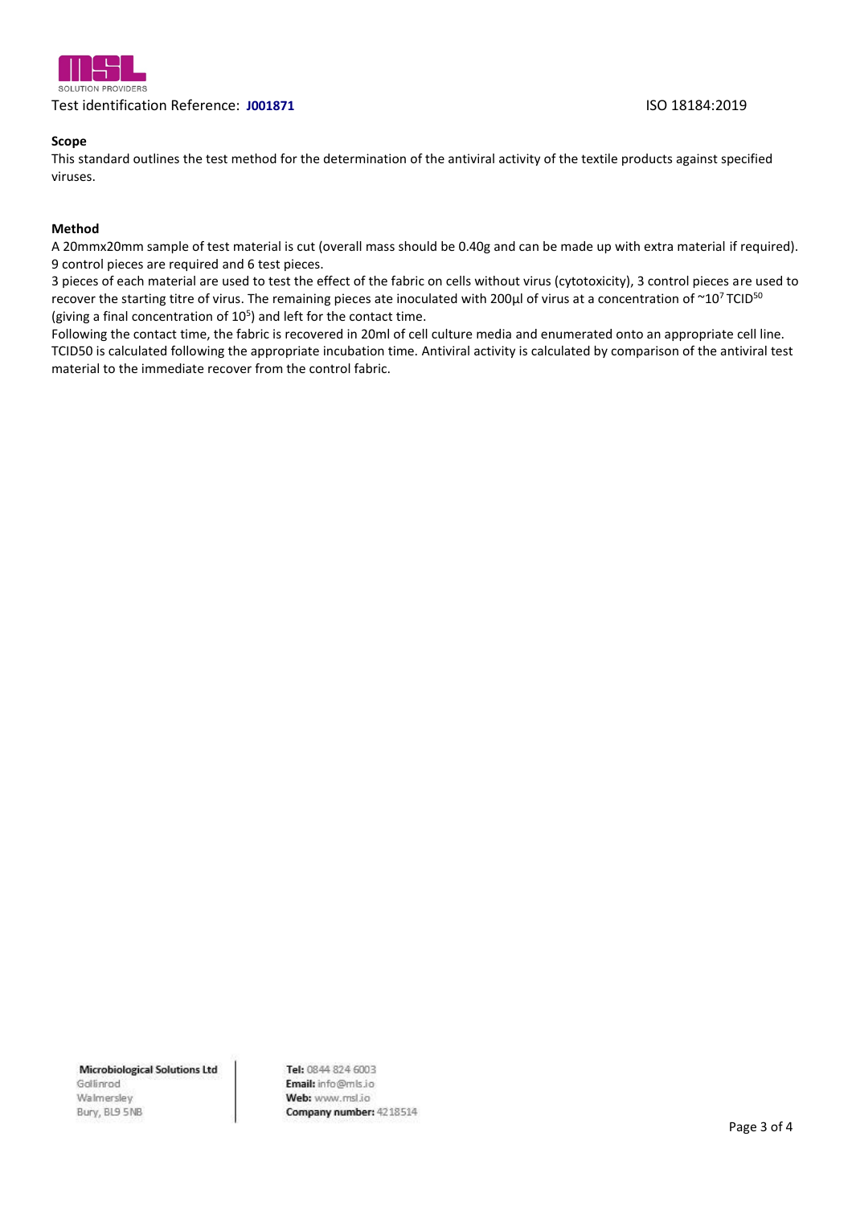Test identification Reference: **J001871** ISO 18184:2019

**Scope**

This standard outlines the test method for the determination of the antiviral activity of the textile products against specified viruses.

**Method**

A 20mmx20mm sample of test material is cut (overall mass should be 0.40g and can be made up with extra material if required). 9 control pieces are required and 6 test pieces.

3 pieces of each material are used to test the effect of the fabric on cells without virus (cytotoxicity), 3 control pieces are used to recover the starting titre of virus. The remaining pieces ate inoculated with 200µl of virus at a concentration of ~$10^7$ $TCID^{50}$ (giving a final concentration of $10^5$) and left for the contact time.

Following the contact time, the fabric is recovered in 20ml of cell culture media and enumerated onto an appropriate cell line. TCID50 is calculated following the appropriate incubation time. Antiviral activity is calculated by comparison of the antiviral test material to the immediate recover from the control fabric.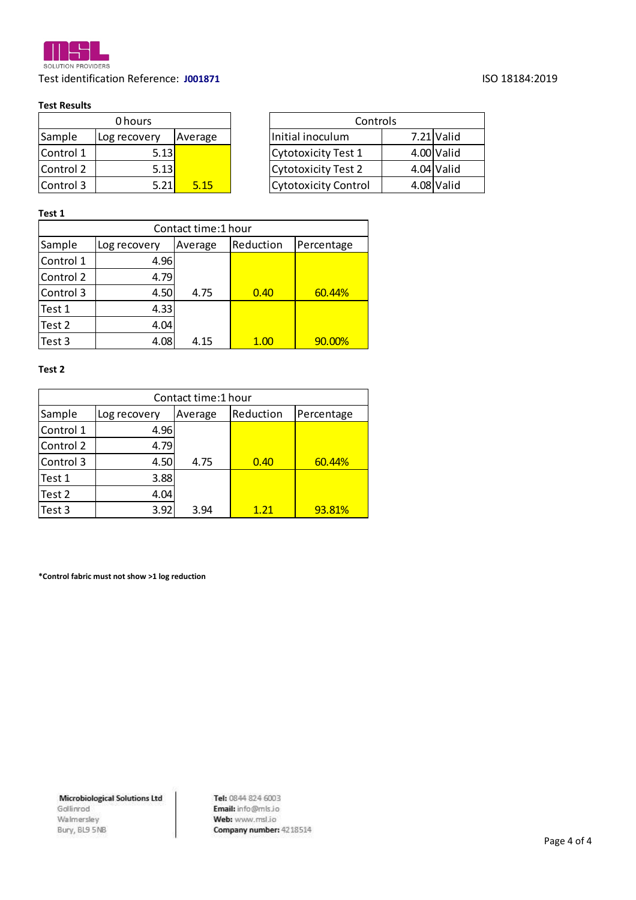Test identification Reference: **J001871**

ISO 18184:2019

**Test Results**

| 0 hours | | |
|---|---|---|
| Sample | Log recovery | Average |
| Control 1 | 5.13 | |
| Control 2 | 5.13 | |
| Control 3 | 5.21 | 5.15 |

| Controls | | |
|---|---|---|
| Initial inoculum | 7.21 | Valid |
| Cytotoxicity Test 1 | 4.00 | Valid |
| Cytotoxicity Test 2 | 4.04 | Valid |
| Cytotoxicity Control | 4.08 | Valid |

**Test 1**

| Contact time:1 hour | | | | |
|---|---|---|---|---|
| Sample | Log recovery | Average | Reduction | Percentage |
| Control 1 | 4.96 | | | |
| Control 2 | 4.79 | | | |
| Control 3 | 4.50 | 4.75 | 0.40 | 60.44% |
| Test 1 | 4.33 | | | |
| Test 2 | 4.04 | | | |
| Test 3 | 4.08 | 4.15 | 1.00 | 90.00% |

**Test 2**

| Contact time:1 hour | | | | |
|---|---|---|---|---|
| Sample | Log recovery | Average | Reduction | Percentage |
| Control 1 | 4.96 | | | |
| Control 2 | 4.79 | | | |
| Control 3 | 4.50 | 4.75 | 0.40 | 60.44% |
| Test 1 | 3.88 | | | |
| Test 2 | 4.04 | | | |
| Test 3 | 3.92 | 3.94 | 1.21 | 93.81% |

***Control fabric must not show >1 log reduction**

**Microbiological Solutions Ltd**
Gollinrod
Walmersley
Bury, BL9 5NB

**Tel:** 0844 824 6003
**Email:** info@mls.io
**Web:** www.msl.io
**Company number:** 4218514